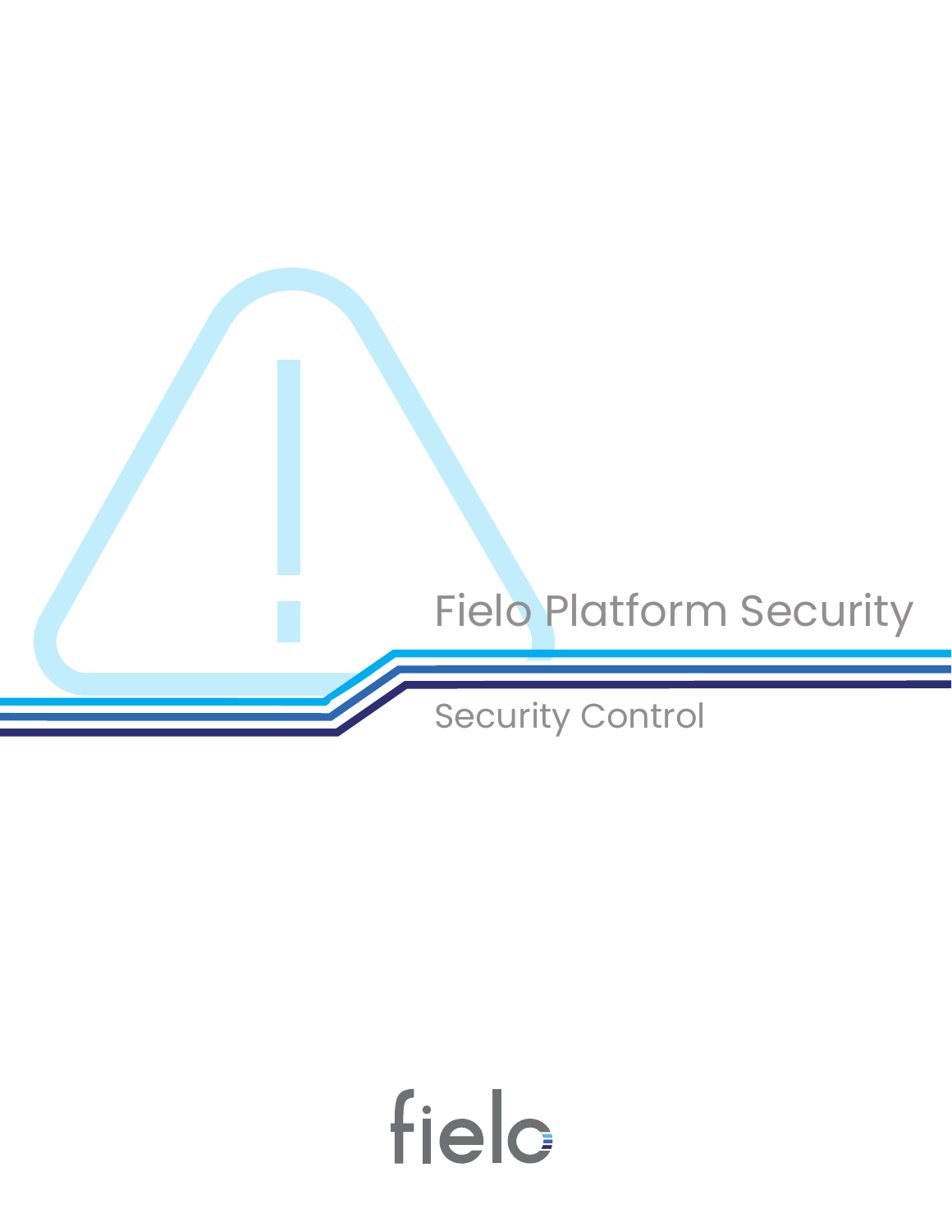# Fielo Platform Security

## Security Control

fielo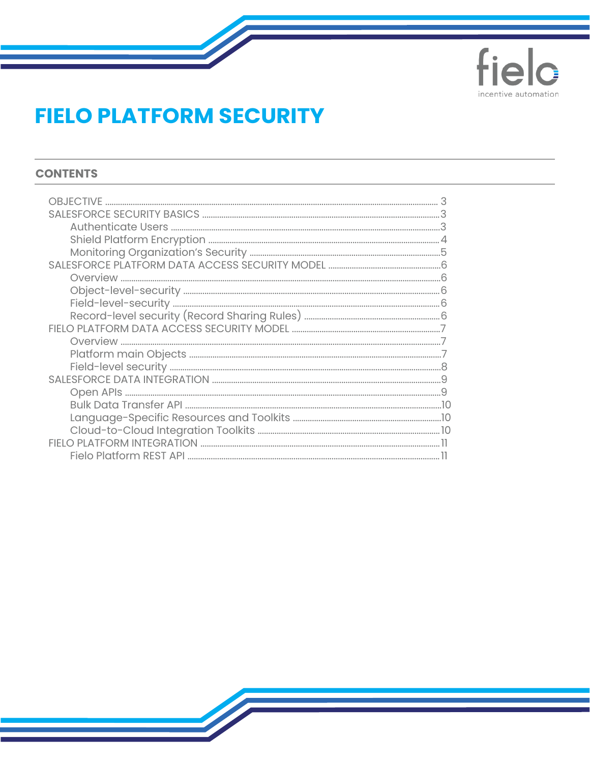# FIELO PLATFORM SECURITY

## CONTENTS

- OBJECTIVE ..... 3
- SALESFORCE SECURITY BASICS ..... 3
  - Authenticate Users ..... 3
  - Shield Platform Encryption ..... 4
  - Monitoring Organization's Security ..... 5
- SALESFORCE PLATFORM DATA ACCESS SECURITY MODEL ..... 6
  - Overview ..... 6
  - Object-level-security ..... 6
  - Field-level-security ..... 6
  - Record-level security (Record Sharing Rules) ..... 6
- FIELO PLATFORM DATA ACCESS SECURITY MODEL ..... 7
  - Overview ..... 7
  - Platform main Objects ..... 7
  - Field-level security ..... 8
- SALESFORCE DATA INTEGRATION ..... 9
  - Open APIs ..... 9
  - Bulk Data Transfer API ..... 10
  - Language-Specific Resources and Toolkits ..... 10
  - Cloud-to-Cloud Integration Toolkits ..... 10
- FIELO PLATFORM INTEGRATION ..... 11
  - Fielo Platform REST API ..... 11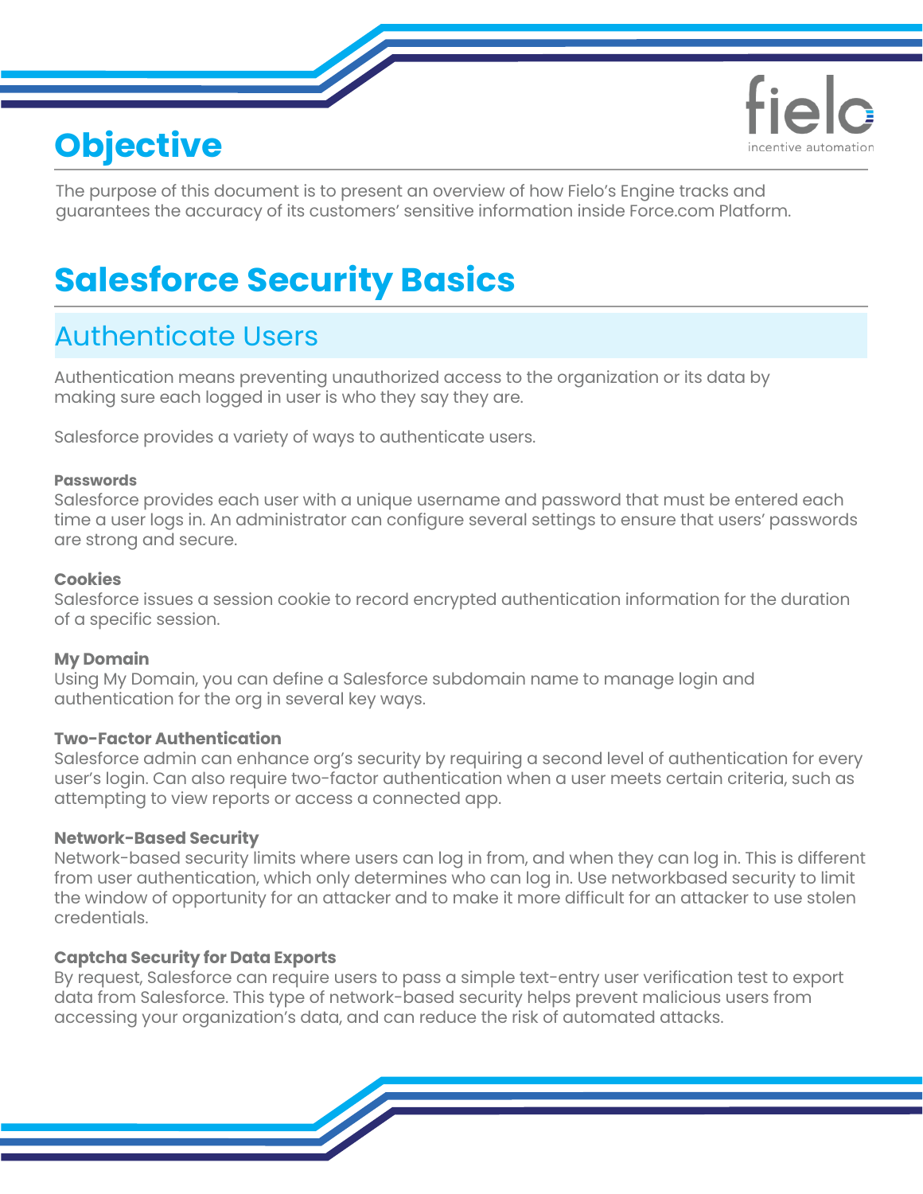# Objective

The purpose of this document is to present an overview of how Fielo's Engine tracks and guarantees the accuracy of its customers' sensitive information inside Force.com Platform.

# Salesforce Security Basics

## Authenticate Users

Authentication means preventing unauthorized access to the organization or its data by making sure each logged in user is who they say they are.

Salesforce provides a variety of ways to authenticate users.

**Passwords**
Salesforce provides each user with a unique username and password that must be entered each time a user logs in. An administrator can configure several settings to ensure that users' passwords are strong and secure.

**Cookies**
Salesforce issues a session cookie to record encrypted authentication information for the duration of a specific session.

**My Domain**
Using My Domain, you can define a Salesforce subdomain name to manage login and authentication for the org in several key ways.

**Two-Factor Authentication**
Salesforce admin can enhance org's security by requiring a second level of authentication for every user's login. Can also require two-factor authentication when a user meets certain criteria, such as attempting to view reports or access a connected app.

**Network-Based Security**
Network-based security limits where users can log in from, and when they can log in. This is different from user authentication, which only determines who can log in. Use networkbased security to limit the window of opportunity for an attacker and to make it more difficult for an attacker to use stolen credentials.

**Captcha Security for Data Exports**
By request, Salesforce can require users to pass a simple text-entry user verification test to export data from Salesforce. This type of network-based security helps prevent malicious users from accessing your organization's data, and can reduce the risk of automated attacks.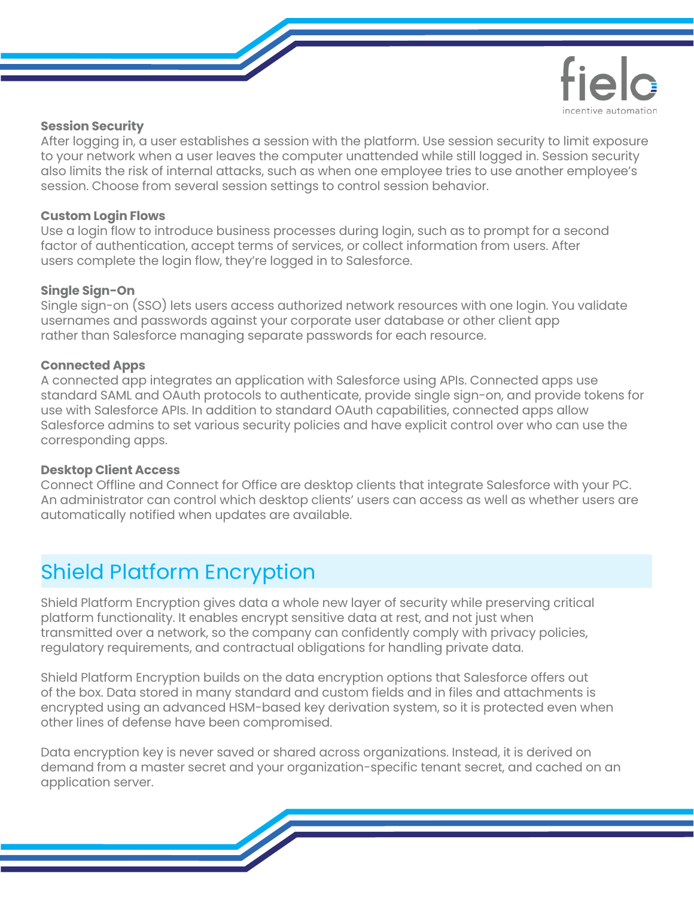**Session Security**
After logging in, a user establishes a session with the platform. Use session security to limit exposure to your network when a user leaves the computer unattended while still logged in. Session security also limits the risk of internal attacks, such as when one employee tries to use another employee's session. Choose from several session settings to control session behavior.

**Custom Login Flows**
Use a login flow to introduce business processes during login, such as to prompt for a second factor of authentication, accept terms of services, or collect information from users. After users complete the login flow, they're logged in to Salesforce.

**Single Sign-On**
Single sign-on (SSO) lets users access authorized network resources with one login. You validate usernames and passwords against your corporate user database or other client app rather than Salesforce managing separate passwords for each resource.

**Connected Apps**
A connected app integrates an application with Salesforce using APIs. Connected apps use standard SAML and OAuth protocols to authenticate, provide single sign-on, and provide tokens for use with Salesforce APIs. In addition to standard OAuth capabilities, connected apps allow Salesforce admins to set various security policies and have explicit control over who can use the corresponding apps.

**Desktop Client Access**
Connect Offline and Connect for Office are desktop clients that integrate Salesforce with your PC. An administrator can control which desktop clients' users can access as well as whether users are automatically notified when updates are available.

## Shield Platform Encryption

Shield Platform Encryption gives data a whole new layer of security while preserving critical platform functionality. It enables encrypt sensitive data at rest, and not just when transmitted over a network, so the company can confidently comply with privacy policies, regulatory requirements, and contractual obligations for handling private data.

Shield Platform Encryption builds on the data encryption options that Salesforce offers out of the box. Data stored in many standard and custom fields and in files and attachments is encrypted using an advanced HSM-based key derivation system, so it is protected even when other lines of defense have been compromised.

Data encryption key is never saved or shared across organizations. Instead, it is derived on demand from a master secret and your organization-specific tenant secret, and cached on an application server.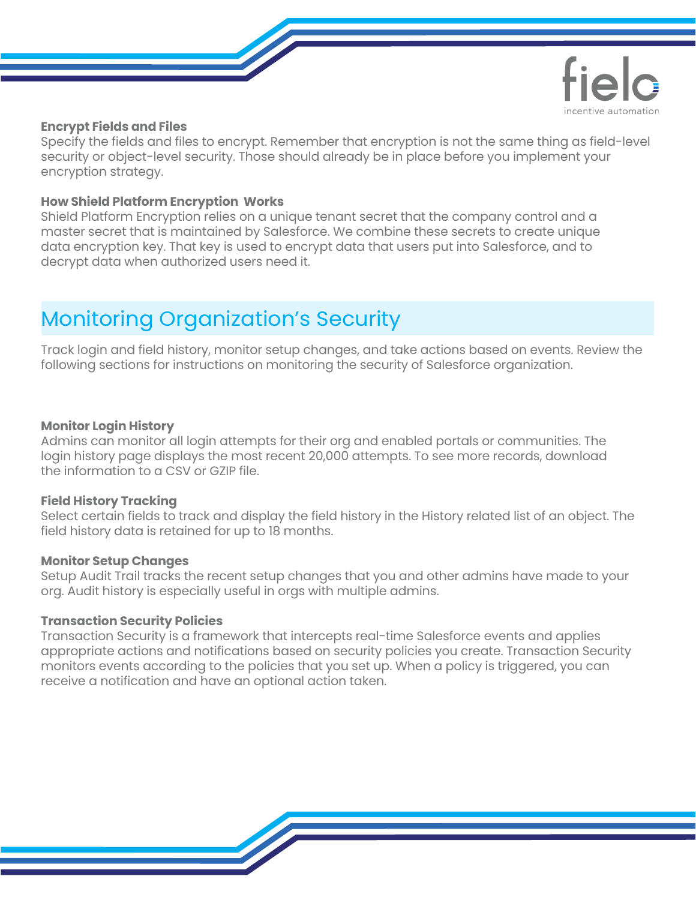### Encrypt Fields and Files

Specify the fields and files to encrypt. Remember that encryption is not the same thing as field-level security or object-level security. Those should already be in place before you implement your encryption strategy.

### How Shield Platform Encryption  Works

Shield Platform Encryption relies on a unique tenant secret that the company control and a master secret that is maintained by Salesforce. We combine these secrets to create unique data encryption key. That key is used to encrypt data that users put into Salesforce, and to decrypt data when authorized users need it.

## Monitoring Organization's Security

Track login and field history, monitor setup changes, and take actions based on events. Review the following sections for instructions on monitoring the security of Salesforce organization.

### Monitor Login History

Admins can monitor all login attempts for their org and enabled portals or communities. The login history page displays the most recent 20,000 attempts. To see more records, download the information to a CSV or GZIP file.

### Field History Tracking

Select certain fields to track and display the field history in the History related list of an object. The field history data is retained for up to 18 months.

### Monitor Setup Changes

Setup Audit Trail tracks the recent setup changes that you and other admins have made to your org. Audit history is especially useful in orgs with multiple admins.

### Transaction Security Policies

Transaction Security is a framework that intercepts real-time Salesforce events and applies appropriate actions and notifications based on security policies you create. Transaction Security monitors events according to the policies that you set up. When a policy is triggered, you can receive a notification and have an optional action taken.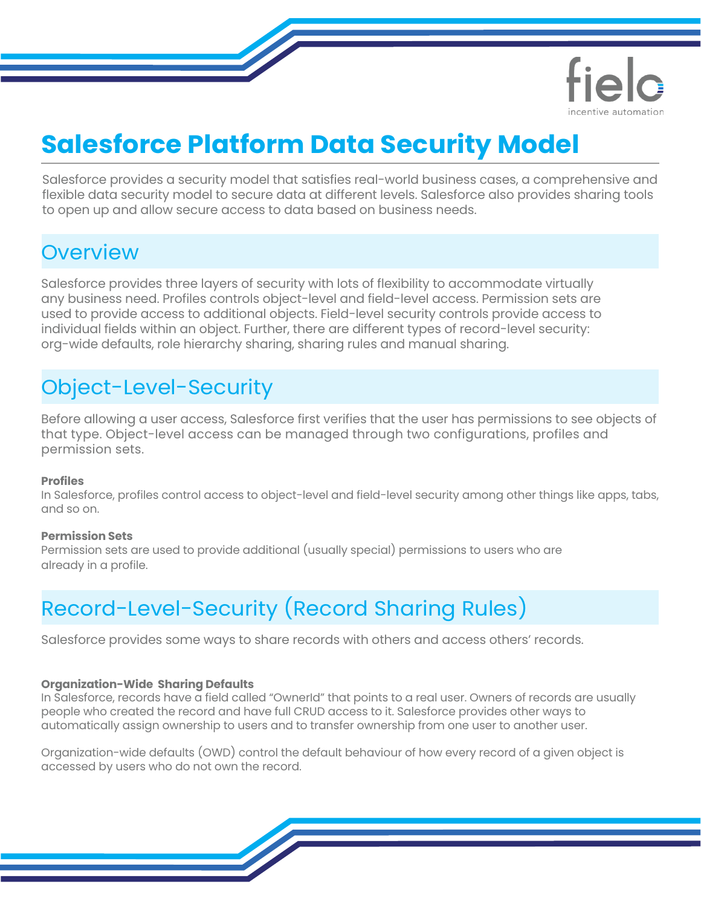# Salesforce Platform Data Security Model

Salesforce provides a security model that satisfies real-world business cases, a comprehensive and flexible data security model to secure data at different levels. Salesforce also provides sharing tools to open up and allow secure access to data based on business needs.

## Overview

Salesforce provides three layers of security with lots of flexibility to accommodate virtually any business need. Profiles controls object-level and field-level access. Permission sets are used to provide access to additional objects. Field-level security controls provide access to individual fields within an object. Further, there are different types of record-level security: org-wide defaults, role hierarchy sharing, sharing rules and manual sharing.

## Object-Level-Security

Before allowing a user access, Salesforce first verifies that the user has permissions to see objects of that type. Object-level access can be managed through two configurations, profiles and permission sets.

**Profiles**
In Salesforce, profiles control access to object-level and field-level security among other things like apps, tabs, and so on.

**Permission Sets**
Permission sets are used to provide additional (usually special) permissions to users who are already in a profile.

## Record-Level-Security (Record Sharing Rules)

Salesforce provides some ways to share records with others and access others' records.

**Organization-Wide Sharing Defaults**
In Salesforce, records have a field called "OwnerId" that points to a real user. Owners of records are usually people who created the record and have full CRUD access to it. Salesforce provides other ways to automatically assign ownership to users and to transfer ownership from one user to another user.

Organization-wide defaults (OWD) control the default behaviour of how every record of a given object is accessed by users who do not own the record.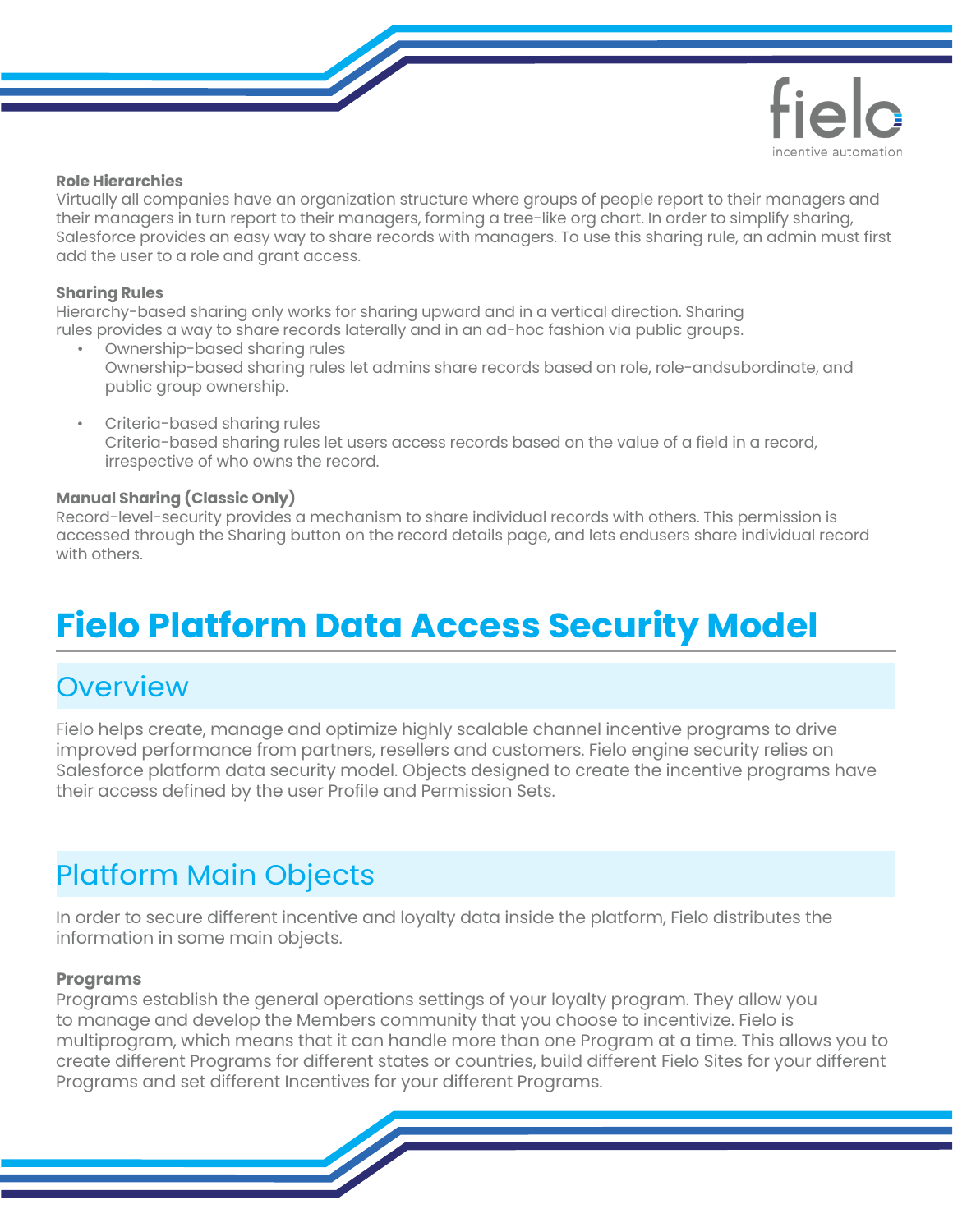**Role Hierarchies**

Virtually all companies have an organization structure where groups of people report to their managers and their managers in turn report to their managers, forming a tree-like org chart. In order to simplify sharing, Salesforce provides an easy way to share records with managers. To use this sharing rule, an admin must first add the user to a role and grant access.

**Sharing Rules**

Hierarchy-based sharing only works for sharing upward and in a vertical direction. Sharing rules provides a way to share records laterally and in an ad-hoc fashion via public groups.

- Ownership-based sharing rules
  Ownership-based sharing rules let admins share records based on role, role-andsubordinate, and public group ownership.

- Criteria-based sharing rules
  Criteria-based sharing rules let users access records based on the value of a field in a record, irrespective of who owns the record.

**Manual Sharing (Classic Only)**

Record-level-security provides a mechanism to share individual records with others. This permission is accessed through the Sharing button on the record details page, and lets endusers share individual record with others.

# Fielo Platform Data Access Security Model

## Overview

Fielo helps create, manage and optimize highly scalable channel incentive programs to drive improved performance from partners, resellers and customers. Fielo engine security relies on Salesforce platform data security model. Objects designed to create the incentive programs have their access defined by the user Profile and Permission Sets.

## Platform Main Objects

In order to secure different incentive and loyalty data inside the platform, Fielo distributes the information in some main objects.

**Programs**

Programs establish the general operations settings of your loyalty program. They allow you to manage and develop the Members community that you choose to incentivize. Fielo is multiprogram, which means that it can handle more than one Program at a time. This allows you to create different Programs for different states or countries, build different Fielo Sites for your different Programs and set different Incentives for your different Programs.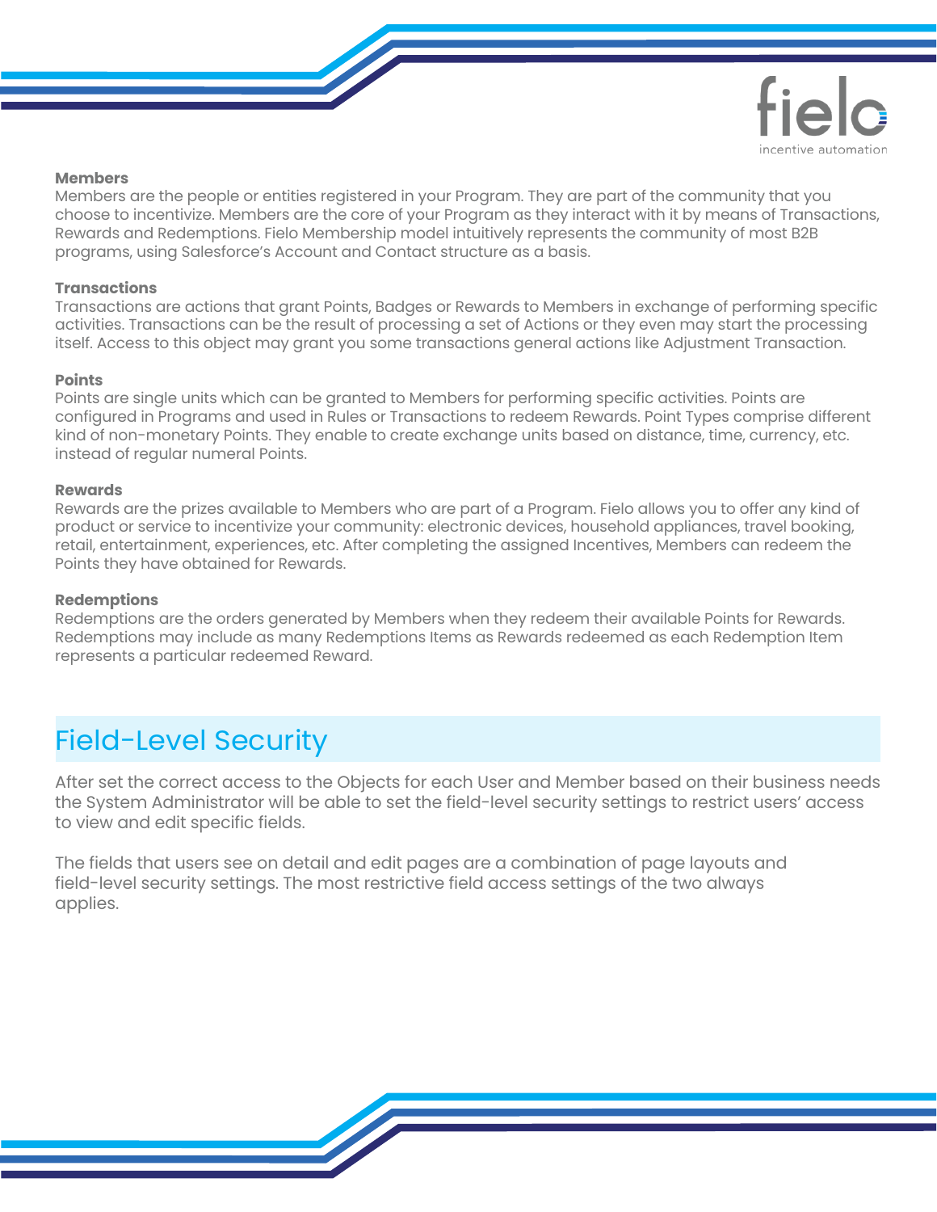**Members**
Members are the people or entities registered in your Program. They are part of the community that you choose to incentivize. Members are the core of your Program as they interact with it by means of Transactions, Rewards and Redemptions. Fielo Membership model intuitively represents the community of most B2B programs, using Salesforce's Account and Contact structure as a basis.

**Transactions**
Transactions are actions that grant Points, Badges or Rewards to Members in exchange of performing specific activities. Transactions can be the result of processing a set of Actions or they even may start the processing itself. Access to this object may grant you some transactions general actions like Adjustment Transaction.

**Points**
Points are single units which can be granted to Members for performing specific activities. Points are configured in Programs and used in Rules or Transactions to redeem Rewards. Point Types comprise different kind of non-monetary Points. They enable to create exchange units based on distance, time, currency, etc. instead of regular numeral Points.

**Rewards**
Rewards are the prizes available to Members who are part of a Program. Fielo allows you to offer any kind of product or service to incentivize your community: electronic devices, household appliances, travel booking, retail, entertainment, experiences, etc. After completing the assigned Incentives, Members can redeem the Points they have obtained for Rewards.

**Redemptions**
Redemptions are the orders generated by Members when they redeem their available Points for Rewards. Redemptions may include as many Redemptions Items as Rewards redeemed as each Redemption Item represents a particular redeemed Reward.

## Field-Level Security

After set the correct access to the Objects for each User and Member based on their business needs the System Administrator will be able to set the field-level security settings to restrict users' access to view and edit specific fields.

The fields that users see on detail and edit pages are a combination of page layouts and field-level security settings. The most restrictive field access settings of the two always applies.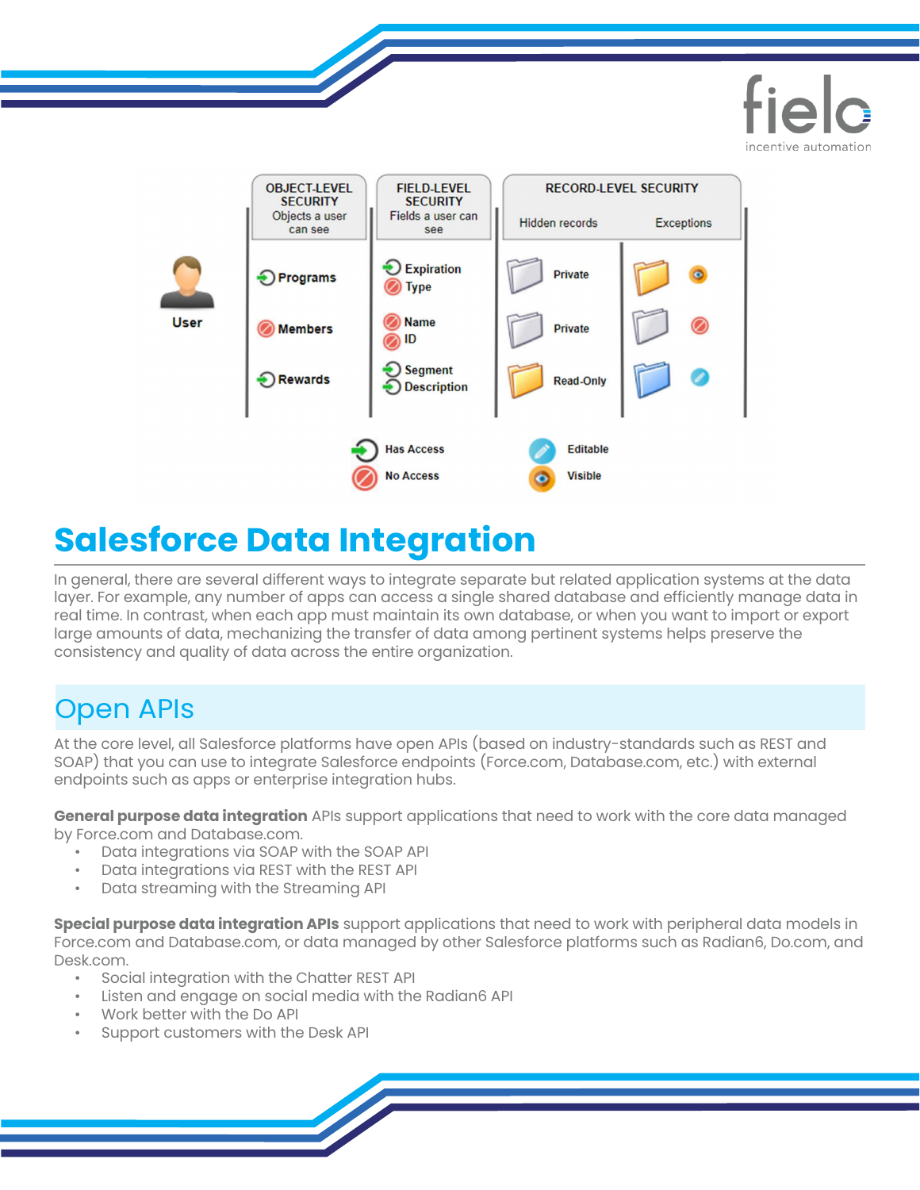OBJECT-LEVEL SECURITY
Objects a user can see

FIELD-LEVEL SECURITY
Fields a user can see

RECORD-LEVEL SECURITY

| | Object-Level Security | Field-Level Security | Record-Level Security: Hidden records | Record-Level Security: Exceptions |
|---|---|---|---|---|
| User | Programs (Has Access) | Expiration (Has Access), Type (No Access) | Private | Visible |
| | Members (No Access) | Name (No Access), ID (No Access) | Private | No Access |
| | Rewards (Has Access) | Segment (Has Access), Description (Has Access) | Read-Only | Editable |

Has Access · No Access · Editable · Visible

# Salesforce Data Integration

In general, there are several different ways to integrate separate but related application systems at the data layer. For example, any number of apps can access a single shared database and efficiently manage data in real time. In contrast, when each app must maintain its own database, or when you want to import or export large amounts of data, mechanizing the transfer of data among pertinent systems helps preserve the consistency and quality of data across the entire organization.

## Open APIs

At the core level, all Salesforce platforms have open APIs (based on industry-standards such as REST and SOAP) that you can use to integrate Salesforce endpoints (Force.com, Database.com, etc.) with external endpoints such as apps or enterprise integration hubs.

**General purpose data integration** APIs support applications that need to work with the core data managed by Force.com and Database.com.

- Data integrations via SOAP with the SOAP API
- Data integrations via REST with the REST API
- Data streaming with the Streaming API

**Special purpose data integration APIs** support applications that need to work with peripheral data models in Force.com and Database.com, or data managed by other Salesforce platforms such as Radian6, Do.com, and Desk.com.

- Social integration with the Chatter REST API
- Listen and engage on social media with the Radian6 API
- Work better with the Do API
- Support customers with the Desk API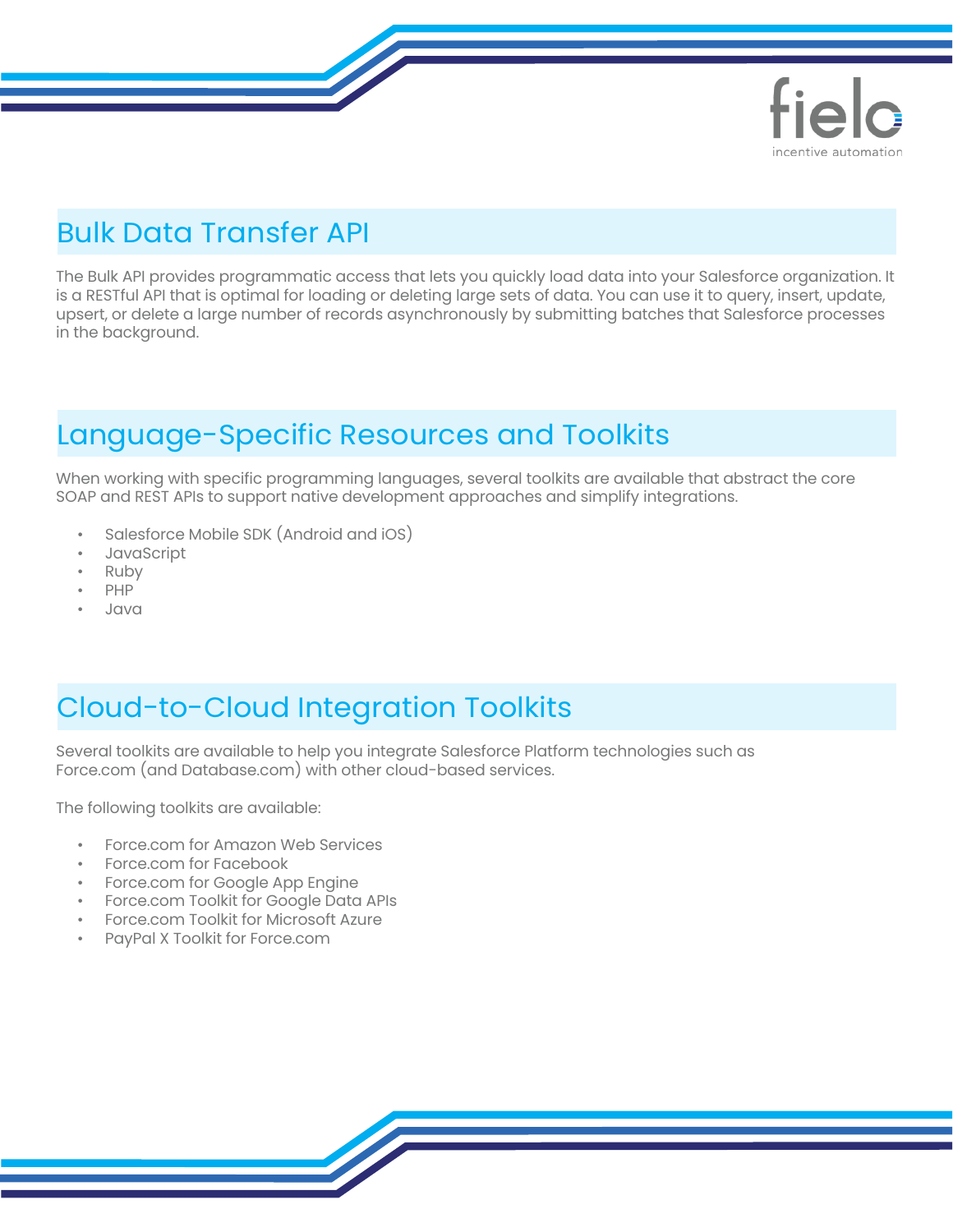## Bulk Data Transfer API

The Bulk API provides programmatic access that lets you quickly load data into your Salesforce organization. It is a RESTful API that is optimal for loading or deleting large sets of data. You can use it to query, insert, update, upsert, or delete a large number of records asynchronously by submitting batches that Salesforce processes in the background.

## Language-Specific Resources and Toolkits

When working with specific programming languages, several toolkits are available that abstract the core SOAP and REST APIs to support native development approaches and simplify integrations.

- Salesforce Mobile SDK (Android and iOS)
- JavaScript
- Ruby
- PHP
- Java

## Cloud-to-Cloud Integration Toolkits

Several toolkits are available to help you integrate Salesforce Platform technologies such as Force.com (and Database.com) with other cloud-based services.

The following toolkits are available:

- Force.com for Amazon Web Services
- Force.com for Facebook
- Force.com for Google App Engine
- Force.com Toolkit for Google Data APIs
- Force.com Toolkit for Microsoft Azure
- PayPal X Toolkit for Force.com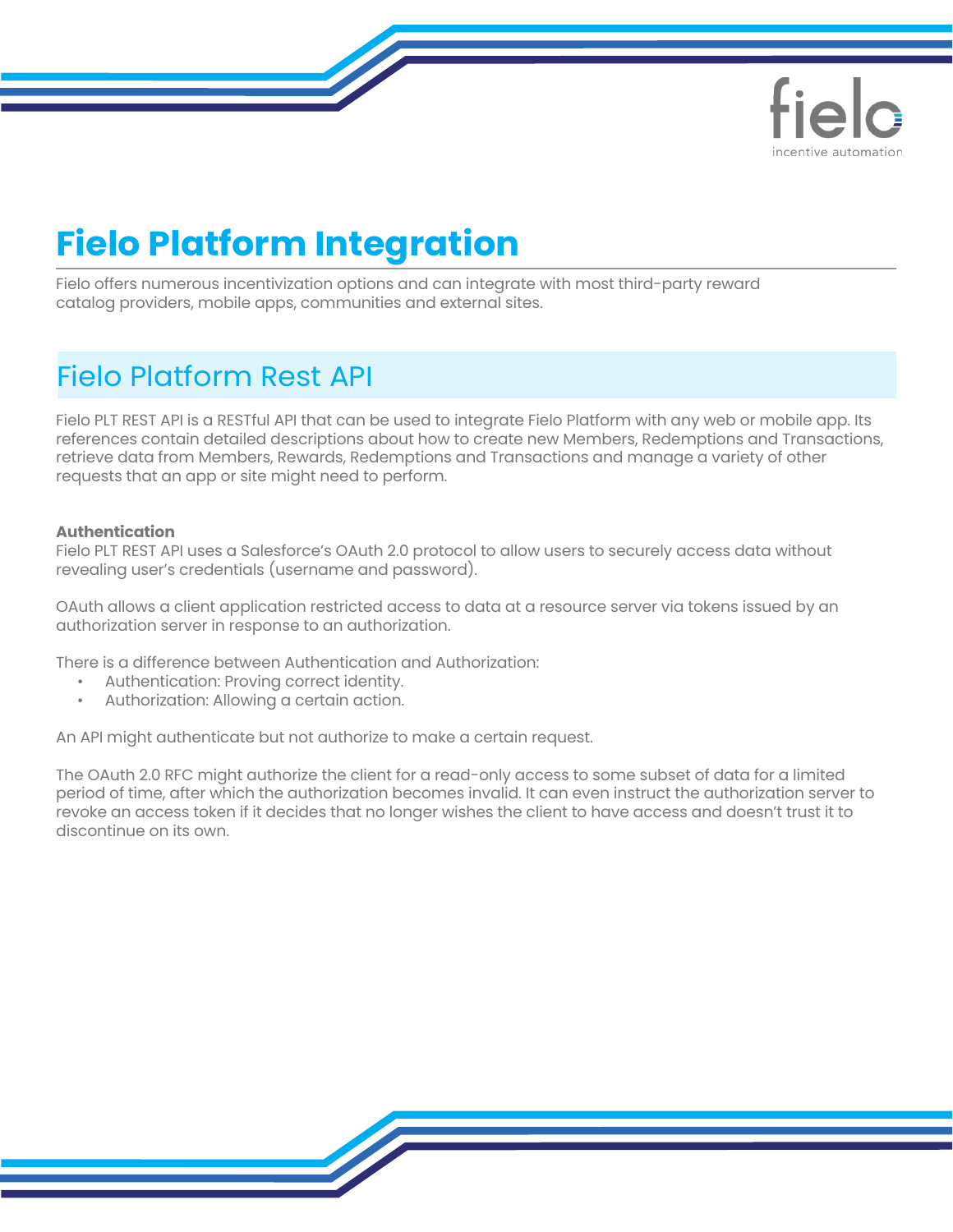# Fielo Platform Integration

Fielo offers numerous incentivization options and can integrate with most third-party reward catalog providers, mobile apps, communities and external sites.

## Fielo Platform Rest API

Fielo PLT REST API is a RESTful API that can be used to integrate Fielo Platform with any web or mobile app. Its references contain detailed descriptions about how to create new Members, Redemptions and Transactions, retrieve data from Members, Rewards, Redemptions and Transactions and manage a variety of other requests that an app or site might need to perform.

**Authentication**

Fielo PLT REST API uses a Salesforce's OAuth 2.0 protocol to allow users to securely access data without revealing user's credentials (username and password).

OAuth allows a client application restricted access to data at a resource server via tokens issued by an authorization server in response to an authorization.

There is a difference between Authentication and Authorization:

- Authentication: Proving correct identity.
- Authorization: Allowing a certain action.

An API might authenticate but not authorize to make a certain request.

The OAuth 2.0 RFC might authorize the client for a read-only access to some subset of data for a limited period of time, after which the authorization becomes invalid. It can even instruct the authorization server to revoke an access token if it decides that no longer wishes the client to have access and doesn't trust it to discontinue on its own.